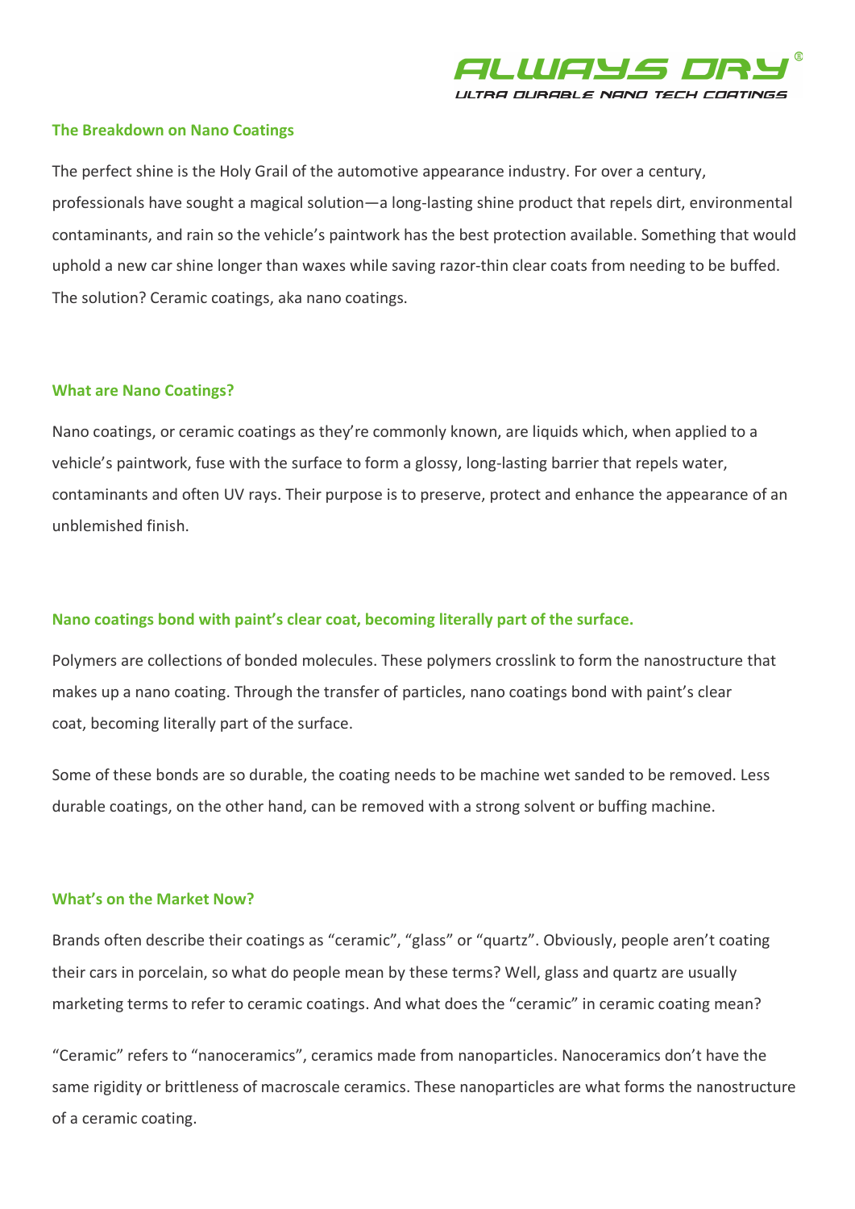## The Breakdown on Nano Coatings

The perfect shine is the Holy Grail of the automotive appearance industry. For over a century, professionals have sought a magical solution—a long-lasting shine product that repels dirt, environmental contaminants, and rain so the vehicle's paintwork has the best protection available. Something that would uphold a new car shine longer than waxes while saving razor-thin clear coats from needing to be buffed. The solution? Ceramic coatings, aka nano coatings.

## What are Nano Coatings?

Nano coatings, or ceramic coatings as they're commonly known, are liquids which, when applied to a vehicle's paintwork, fuse with the surface to form a glossy, long-lasting barrier that repels water, contaminants and often UV rays. Their purpose is to preserve, protect and enhance the appearance of an unblemished finish.

## Nano coatings bond with paint's clear coat, becoming literally part of the surface.

Polymers are collections of bonded molecules. These polymers crosslink to form the nanostructure that makes up a nano coating. Through the transfer of particles, nano coatings bond with paint's clear coat, becoming literally part of the surface.

Some of these bonds are so durable, the coating needs to be machine wet sanded to be removed. Less durable coatings, on the other hand, can be removed with a strong solvent or buffing machine.

## What's on the Market Now?

Brands often describe their coatings as "ceramic", "glass" or "quartz". Obviously, people aren't coating their cars in porcelain, so what do people mean by these terms? Well, glass and quartz are usually marketing terms to refer to ceramic coatings. And what does the "ceramic" in ceramic coating mean?

"Ceramic" refers to "nanoceramics", ceramics made from nanoparticles. Nanoceramics don't have the same rigidity or brittleness of macroscale ceramics. These nanoparticles are what forms the nanostructure of a ceramic coating.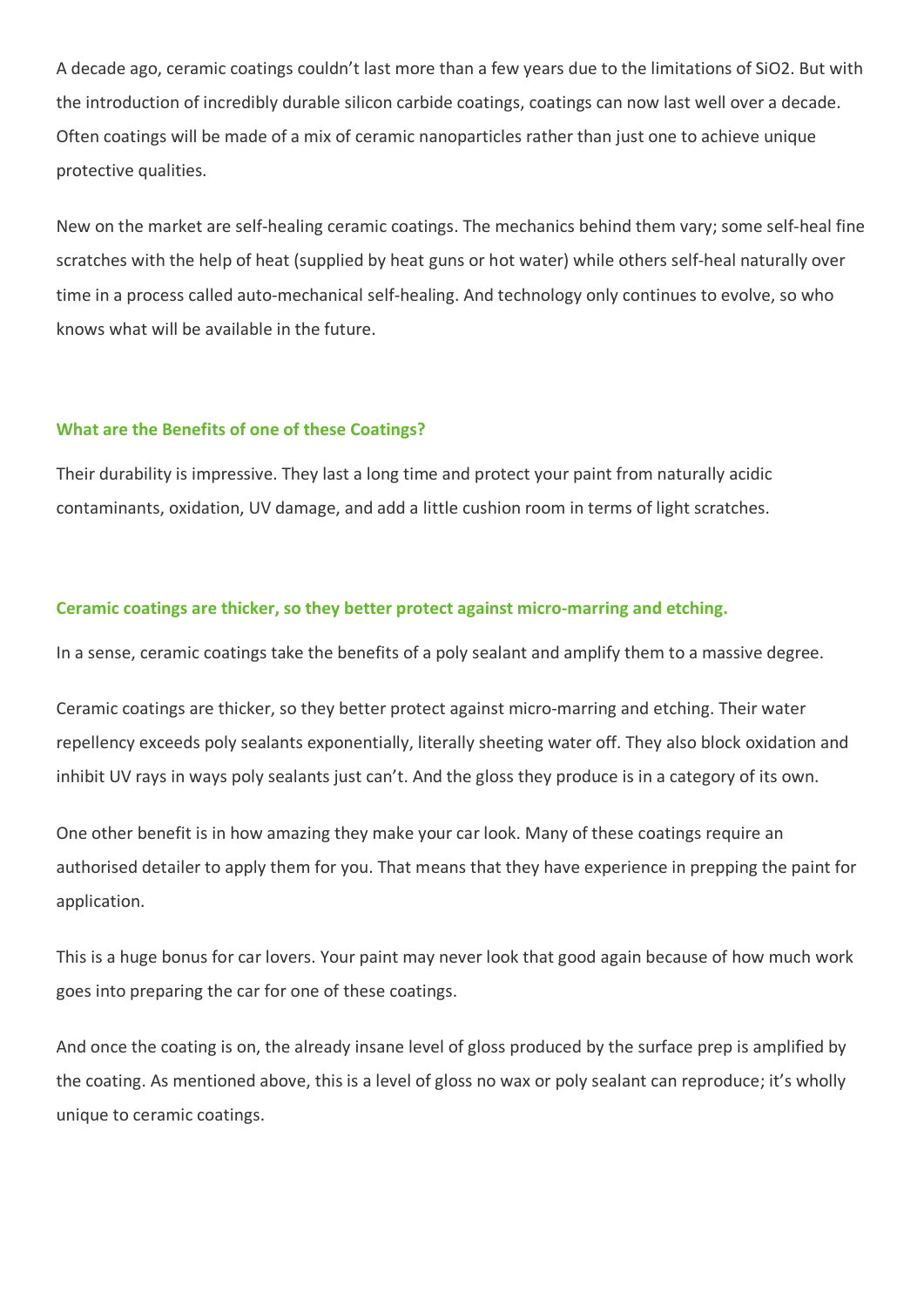A decade ago, ceramic coatings couldn't last more than a few years due to the limitations of $SiO_2$. But with the introduction of incredibly durable silicon carbide coatings, coatings can now last well over a decade. Often coatings will be made of a mix of ceramic nanoparticles rather than just one to achieve unique protective qualities.

New on the market are self-healing ceramic coatings. The mechanics behind them vary; some self-heal fine scratches with the help of heat (supplied by heat guns or hot water) while others self-heal naturally over time in a process called auto-mechanical self-healing. And technology only continues to evolve, so who knows what will be available in the future.

### What are the Benefits of one of these Coatings?

Their durability is impressive. They last a long time and protect your paint from naturally acidic contaminants, oxidation, UV damage, and add a little cushion room in terms of light scratches.

### Ceramic coatings are thicker, so they better protect against micro-marring and etching.

In a sense, ceramic coatings take the benefits of a poly sealant and amplify them to a massive degree.

Ceramic coatings are thicker, so they better protect against micro-marring and etching. Their water repellency exceeds poly sealants exponentially, literally sheeting water off. They also block oxidation and inhibit UV rays in ways poly sealants just can't. And the gloss they produce is in a category of its own.

One other benefit is in how amazing they make your car look. Many of these coatings require an authorised detailer to apply them for you. That means that they have experience in prepping the paint for application.

This is a huge bonus for car lovers. Your paint may never look that good again because of how much work goes into preparing the car for one of these coatings.

And once the coating is on, the already insane level of gloss produced by the surface prep is amplified by the coating. As mentioned above, this is a level of gloss no wax or poly sealant can reproduce; it's wholly unique to ceramic coatings.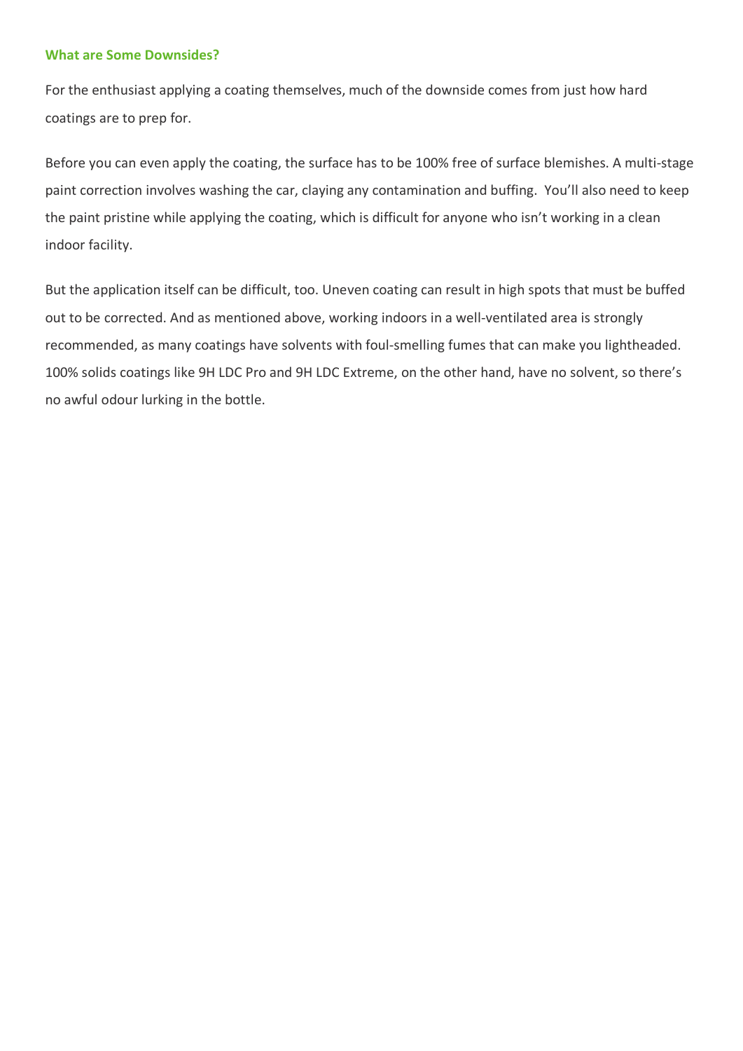### What are Some Downsides?

For the enthusiast applying a coating themselves, much of the downside comes from just how hard coatings are to prep for.

Before you can even apply the coating, the surface has to be 100% free of surface blemishes. A multi-stage paint correction involves washing the car, claying any contamination and buffing. You'll also need to keep the paint pristine while applying the coating, which is difficult for anyone who isn't working in a clean indoor facility.

But the application itself can be difficult, too. Uneven coating can result in high spots that must be buffed out to be corrected. And as mentioned above, working indoors in a well-ventilated area is strongly recommended, as many coatings have solvents with foul-smelling fumes that can make you lightheaded. 100% solids coatings like 9H LDC Pro and 9H LDC Extreme, on the other hand, have no solvent, so there's no awful odour lurking in the bottle.